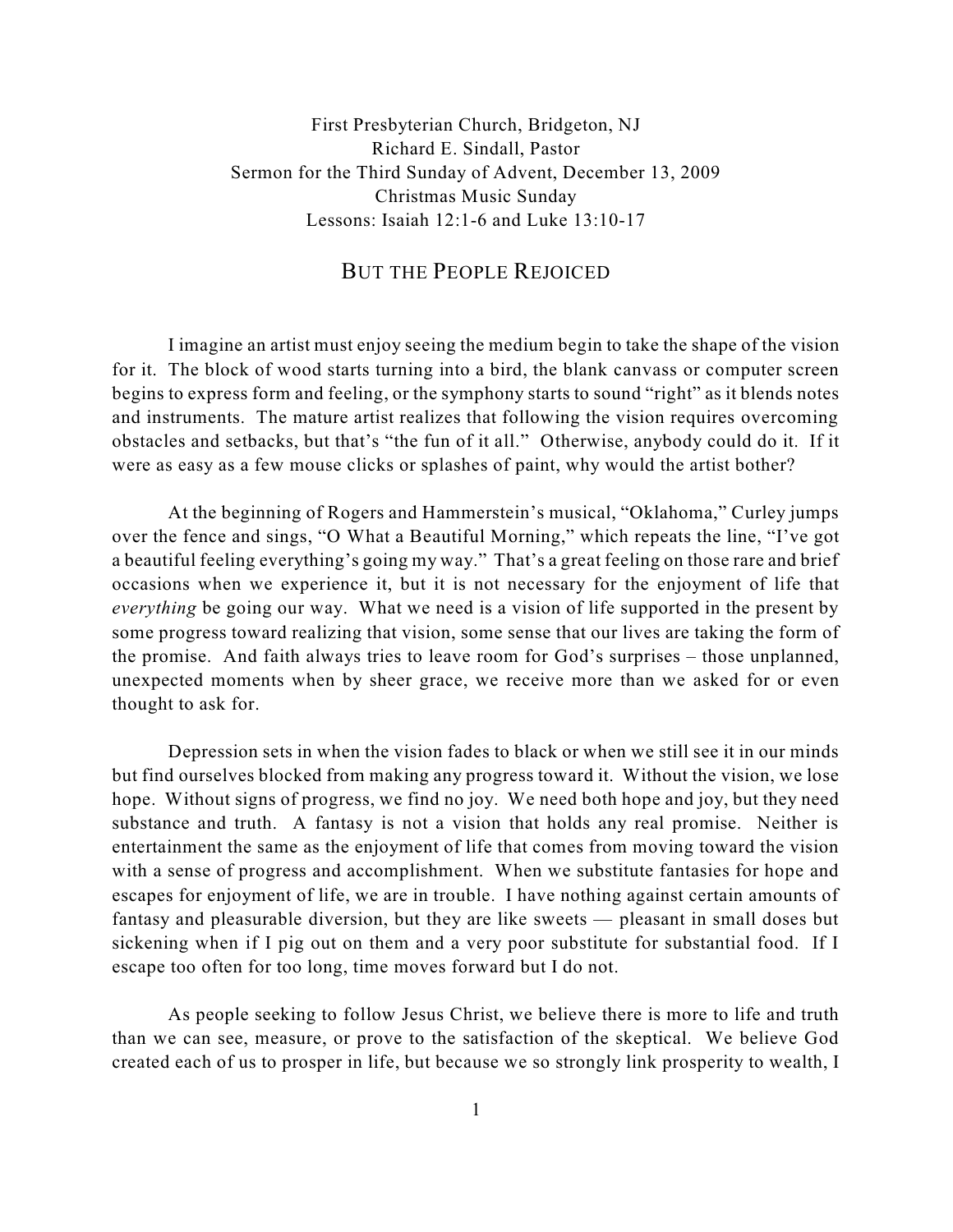First Presbyterian Church, Bridgeton, NJ
Richard E. Sindall, Pastor
Sermon for the Third Sunday of Advent, December 13, 2009
Christmas Music Sunday
Lessons: Isaiah 12:1-6 and Luke 13:10-17

# BUT THE PEOPLE REJOICED

I imagine an artist must enjoy seeing the medium begin to take the shape of the vision for it. The block of wood starts turning into a bird, the blank canvass or computer screen begins to express form and feeling, or the symphony starts to sound "right" as it blends notes and instruments. The mature artist realizes that following the vision requires overcoming obstacles and setbacks, but that's "the fun of it all." Otherwise, anybody could do it. If it were as easy as a few mouse clicks or splashes of paint, why would the artist bother?

At the beginning of Rogers and Hammerstein's musical, "Oklahoma," Curley jumps over the fence and sings, "O What a Beautiful Morning," which repeats the line, "I've got a beautiful feeling everything's going my way." That's a great feeling on those rare and brief occasions when we experience it, but it is not necessary for the enjoyment of life that *everything* be going our way. What we need is a vision of life supported in the present by some progress toward realizing that vision, some sense that our lives are taking the form of the promise. And faith always tries to leave room for God's surprises – those unplanned, unexpected moments when by sheer grace, we receive more than we asked for or even thought to ask for.

Depression sets in when the vision fades to black or when we still see it in our minds but find ourselves blocked from making any progress toward it. Without the vision, we lose hope. Without signs of progress, we find no joy. We need both hope and joy, but they need substance and truth. A fantasy is not a vision that holds any real promise. Neither is entertainment the same as the enjoyment of life that comes from moving toward the vision with a sense of progress and accomplishment. When we substitute fantasies for hope and escapes for enjoyment of life, we are in trouble. I have nothing against certain amounts of fantasy and pleasurable diversion, but they are like sweets — pleasant in small doses but sickening when if I pig out on them and a very poor substitute for substantial food. If I escape too often for too long, time moves forward but I do not.

As people seeking to follow Jesus Christ, we believe there is more to life and truth than we can see, measure, or prove to the satisfaction of the skeptical. We believe God created each of us to prosper in life, but because we so strongly link prosperity to wealth, I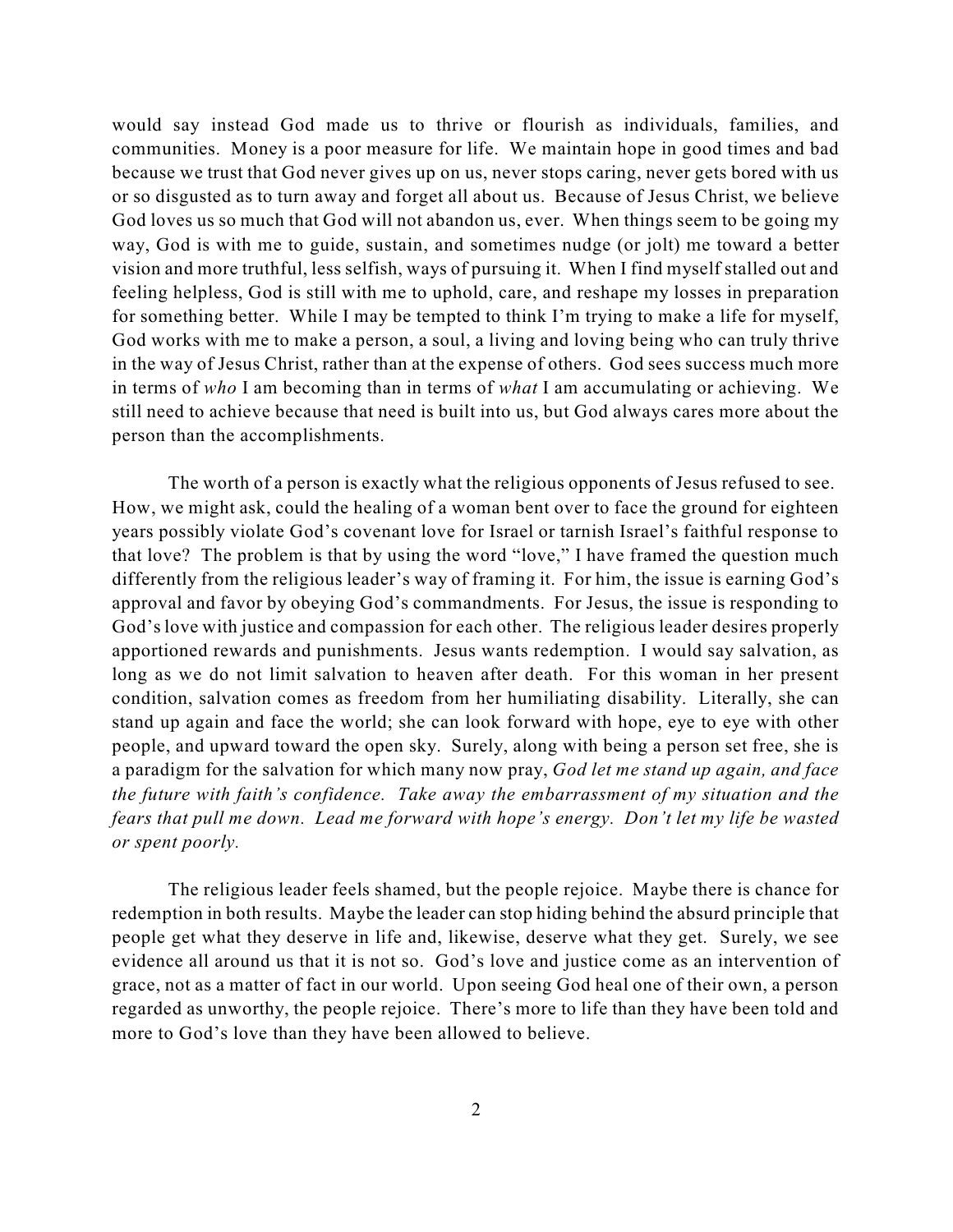would say instead God made us to thrive or flourish as individuals, families, and communities. Money is a poor measure for life. We maintain hope in good times and bad because we trust that God never gives up on us, never stops caring, never gets bored with us or so disgusted as to turn away and forget all about us. Because of Jesus Christ, we believe God loves us so much that God will not abandon us, ever. When things seem to be going my way, God is with me to guide, sustain, and sometimes nudge (or jolt) me toward a better vision and more truthful, less selfish, ways of pursuing it. When I find myself stalled out and feeling helpless, God is still with me to uphold, care, and reshape my losses in preparation for something better. While I may be tempted to think I'm trying to make a life for myself, God works with me to make a person, a soul, a living and loving being who can truly thrive in the way of Jesus Christ, rather than at the expense of others. God sees success much more in terms of *who* I am becoming than in terms of *what* I am accumulating or achieving. We still need to achieve because that need is built into us, but God always cares more about the person than the accomplishments.

The worth of a person is exactly what the religious opponents of Jesus refused to see. How, we might ask, could the healing of a woman bent over to face the ground for eighteen years possibly violate God's covenant love for Israel or tarnish Israel's faithful response to that love? The problem is that by using the word "love," I have framed the question much differently from the religious leader's way of framing it. For him, the issue is earning God's approval and favor by obeying God's commandments. For Jesus, the issue is responding to God's love with justice and compassion for each other. The religious leader desires properly apportioned rewards and punishments. Jesus wants redemption. I would say salvation, as long as we do not limit salvation to heaven after death. For this woman in her present condition, salvation comes as freedom from her humiliating disability. Literally, she can stand up again and face the world; she can look forward with hope, eye to eye with other people, and upward toward the open sky. Surely, along with being a person set free, she is a paradigm for the salvation for which many now pray, *God let me stand up again, and face the future with faith's confidence. Take away the embarrassment of my situation and the fears that pull me down. Lead me forward with hope's energy. Don't let my life be wasted or spent poorly.*

The religious leader feels shamed, but the people rejoice. Maybe there is chance for redemption in both results. Maybe the leader can stop hiding behind the absurd principle that people get what they deserve in life and, likewise, deserve what they get. Surely, we see evidence all around us that it is not so. God's love and justice come as an intervention of grace, not as a matter of fact in our world. Upon seeing God heal one of their own, a person regarded as unworthy, the people rejoice. There's more to life than they have been told and more to God's love than they have been allowed to believe.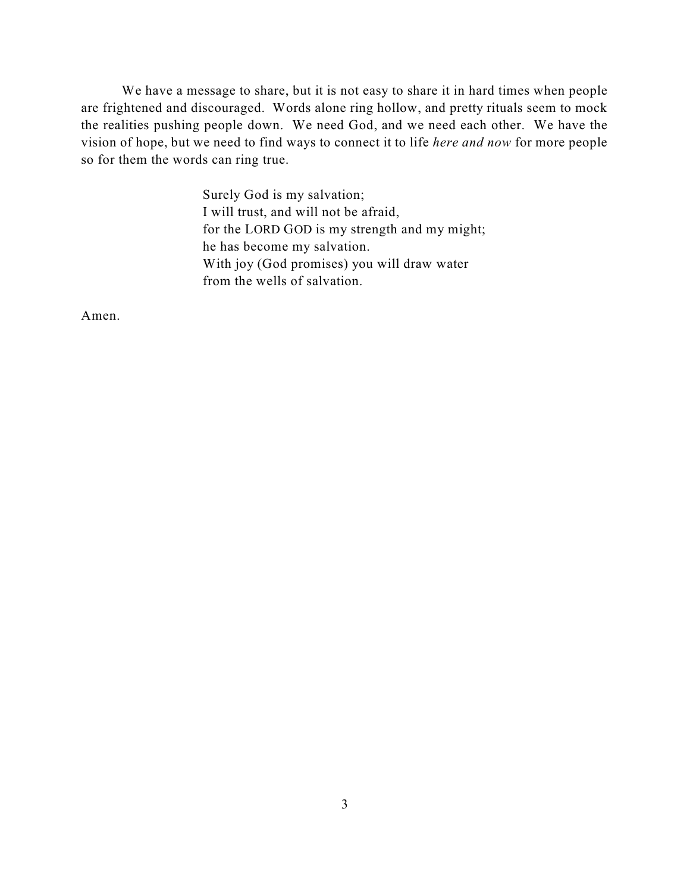We have a message to share, but it is not easy to share it in hard times when people are frightened and discouraged. Words alone ring hollow, and pretty rituals seem to mock the realities pushing people down. We need God, and we need each other. We have the vision of hope, but we need to find ways to connect it to life *here and now* for more people so for them the words can ring true.

> Surely God is my salvation;
> I will trust, and will not be afraid,
> for the LORD GOD is my strength and my might;
> he has become my salvation.
> With joy (God promises) you will draw water
> from the wells of salvation.

Amen.